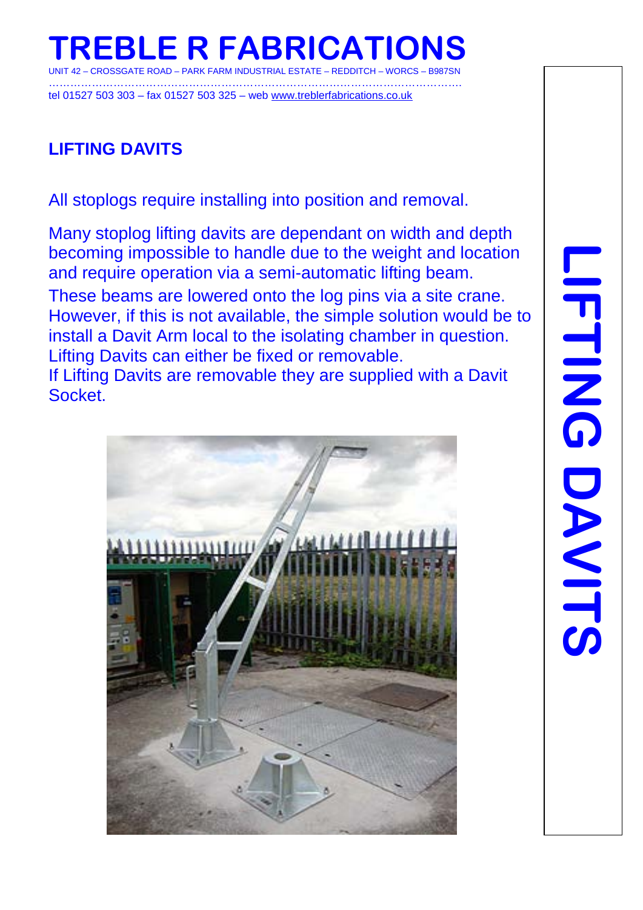# TREBLE R FABRICATIONS

UNIT 42 – CROSSGATE ROAD – PARK FARM INDUSTRIAL ESTATE – REDDITCH – WORCS – B987SN

tel 01527 503 303 – fax 01527 503 325 – web www.treblerfabrications.co.uk

## LIFTING DAVITS

All stoplogs require installing into position and removal.

Many stoplog lifting davits are dependant on width and depth becoming impossible to handle due to the weight and location and require operation via a semi-automatic lifting beam.

These beams are lowered onto the log pins via a site crane. However, if this is not available, the simple solution would be to install a Davit Arm local to the isolating chamber in question. Lifting Davits can either be fixed or removable.
If Lifting Davits are removable they are supplied with a Davit Socket.

**LIFTING DAVITS**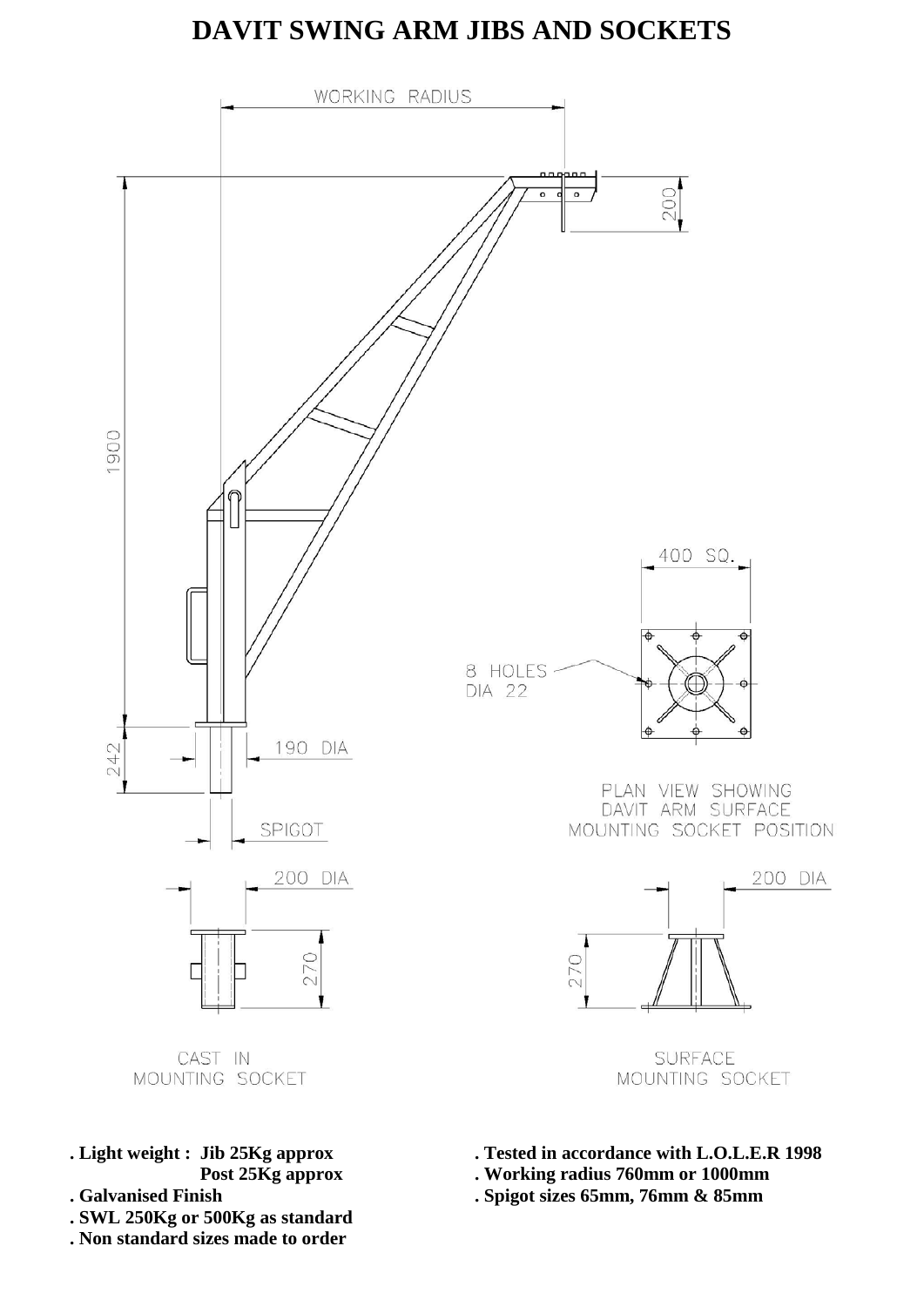# DAVIT SWING ARM JIBS AND SOCKETS

WORKING RADIUS

200

1900

242

190 DIA

SPIGOT

400 SQ.

8 HOLES DIA 22

PLAN VIEW SHOWING DAVIT ARM SURFACE MOUNTING SOCKET POSITION

200 DIA

270

CAST IN MOUNTING SOCKET

200 DIA

270

SURFACE MOUNTING SOCKET

- **Light weight : Jib 25Kg approx**
  **Post 25Kg approx**
- **Galvanised Finish**
- **SWL 250Kg or 500Kg as standard**
- **Non standard sizes made to order**
- **Tested in accordance with L.O.L.E.R 1998**
- **Working radius 760mm or 1000mm**
- **Spigot sizes 65mm, 76mm & 85mm**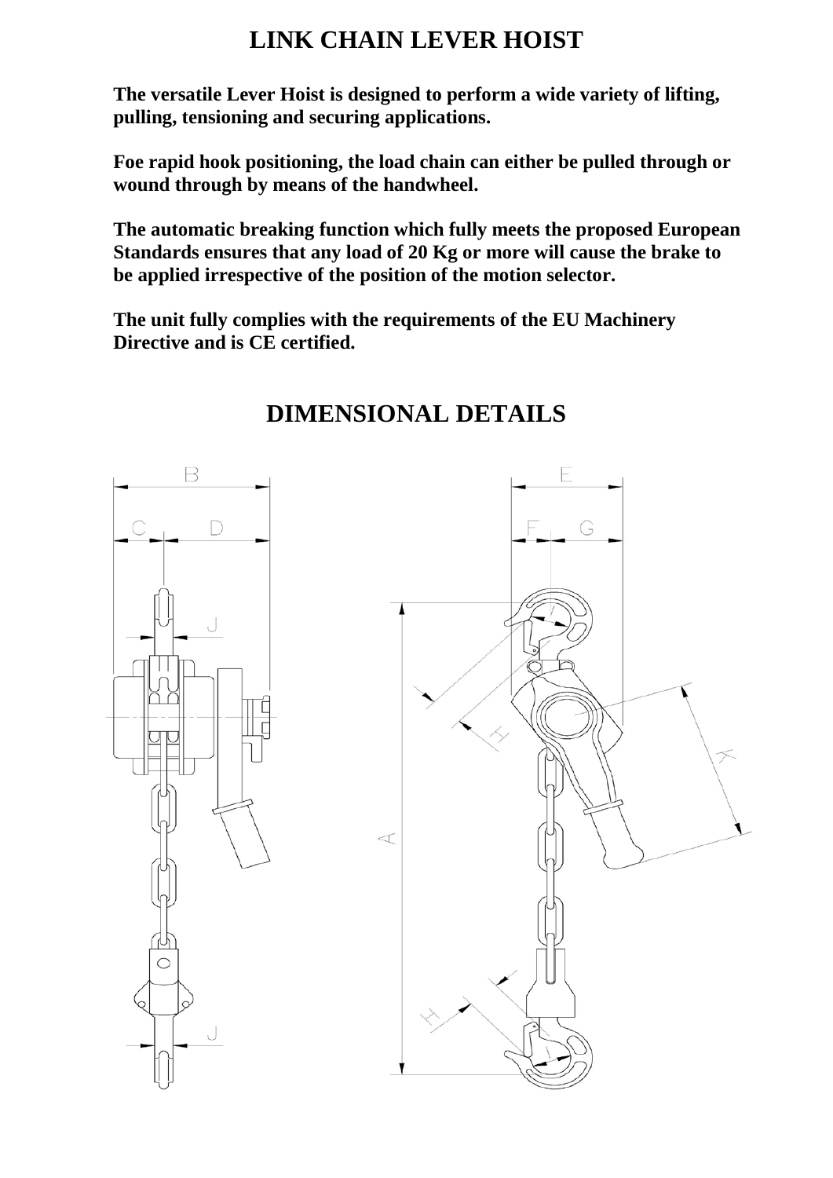# LINK CHAIN LEVER HOIST

**The versatile Lever Hoist is designed to perform a wide variety of lifting, pulling, tensioning and securing applications.**

**Foe rapid hook positioning, the load chain can either be pulled through or wound through by means of the handwheel.**

**The automatic breaking function which fully meets the proposed European Standards ensures that any load of 20 Kg or more will cause the brake to be applied irrespective of the position of the motion selector.**

**The unit fully complies with the requirements of the EU Machinery Directive and is CE certified.**

# DIMENSIONAL DETAILS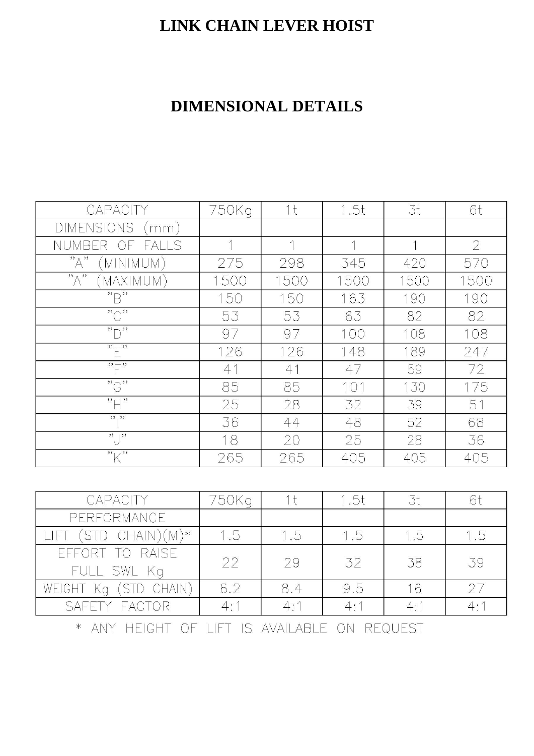# LINK CHAIN LEVER HOIST

## DIMENSIONAL DETAILS

| CAPACITY | 750Kg | 1t | 1.5t | 3t | 6t |
|---|---|---|---|---|---|
| DIMENSIONS (mm) | | | | | |
| NUMBER OF FALLS | 1 | 1 | 1 | 1 | 2 |
| "A" (MINIMUM) | 275 | 298 | 345 | 420 | 570 |
| "A" (MAXIMUM) | 1500 | 1500 | 1500 | 1500 | 1500 |
| "B" | 150 | 150 | 163 | 190 | 190 |
| "C" | 53 | 53 | 63 | 82 | 82 |
| "D" | 97 | 97 | 100 | 108 | 108 |
| "E" | 126 | 126 | 148 | 189 | 247 |
| "F" | 41 | 41 | 47 | 59 | 72 |
| "G" | 85 | 85 | 101 | 130 | 175 |
| "H" | 25 | 28 | 32 | 39 | 51 |
| "I" | 36 | 44 | 48 | 52 | 68 |
| "J" | 18 | 20 | 25 | 28 | 36 |
| "K" | 265 | 265 | 405 | 405 | 405 |

| CAPACITY | 750Kg | 1t | 1.5t | 3t | 6t |
|---|---|---|---|---|---|
| PERFORMANCE | | | | | |
| LIFT (STD CHAIN)(M)* | 1.5 | 1.5 | 1.5 | 1.5 | 1.5 |
| EFFORT TO RAISE FULL SWL Kg | 22 | 29 | 32 | 38 | 39 |
| WEIGHT Kg (STD CHAIN) | 6.2 | 8.4 | 9.5 | 16 | 27 |
| SAFETY FACTOR | 4:1 | 4:1 | 4:1 | 4:1 | 4:1 |

* ANY HEIGHT OF LIFT IS AVAILABLE ON REQUEST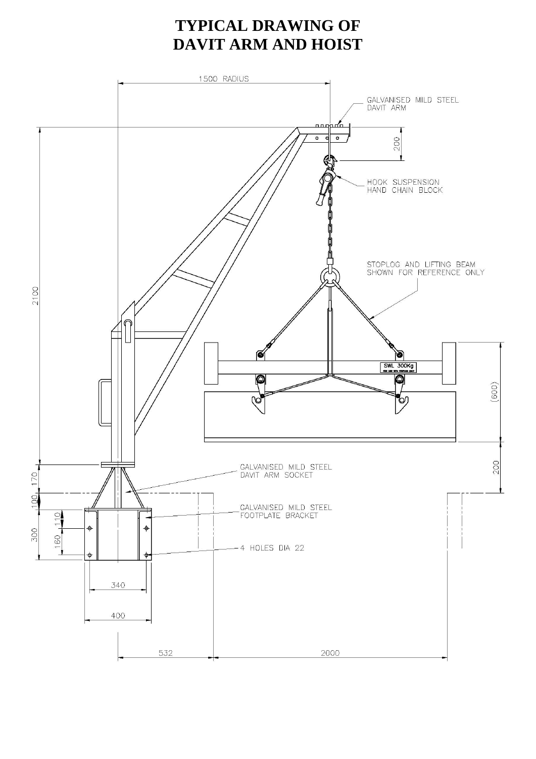# TYPICAL DRAWING OF DAVIT ARM AND HOIST

1500 RADIUS

GALVANISED MILD STEEL DAVIT ARM

200

HOOK SUSPENSION HAND CHAIN BLOCK

STOPLOG AND LIFTING BEAM SHOWN FOR REFERENCE ONLY

2100

SWL 300Kg

(600)

200

GALVANISED MILD STEEL DAVIT ARM SOCKET

170

100

GALVANISED MILD STEEL FOOTPLATE BRACKET

110

300

160

4 HOLES DIA 22

340

400

532

2000